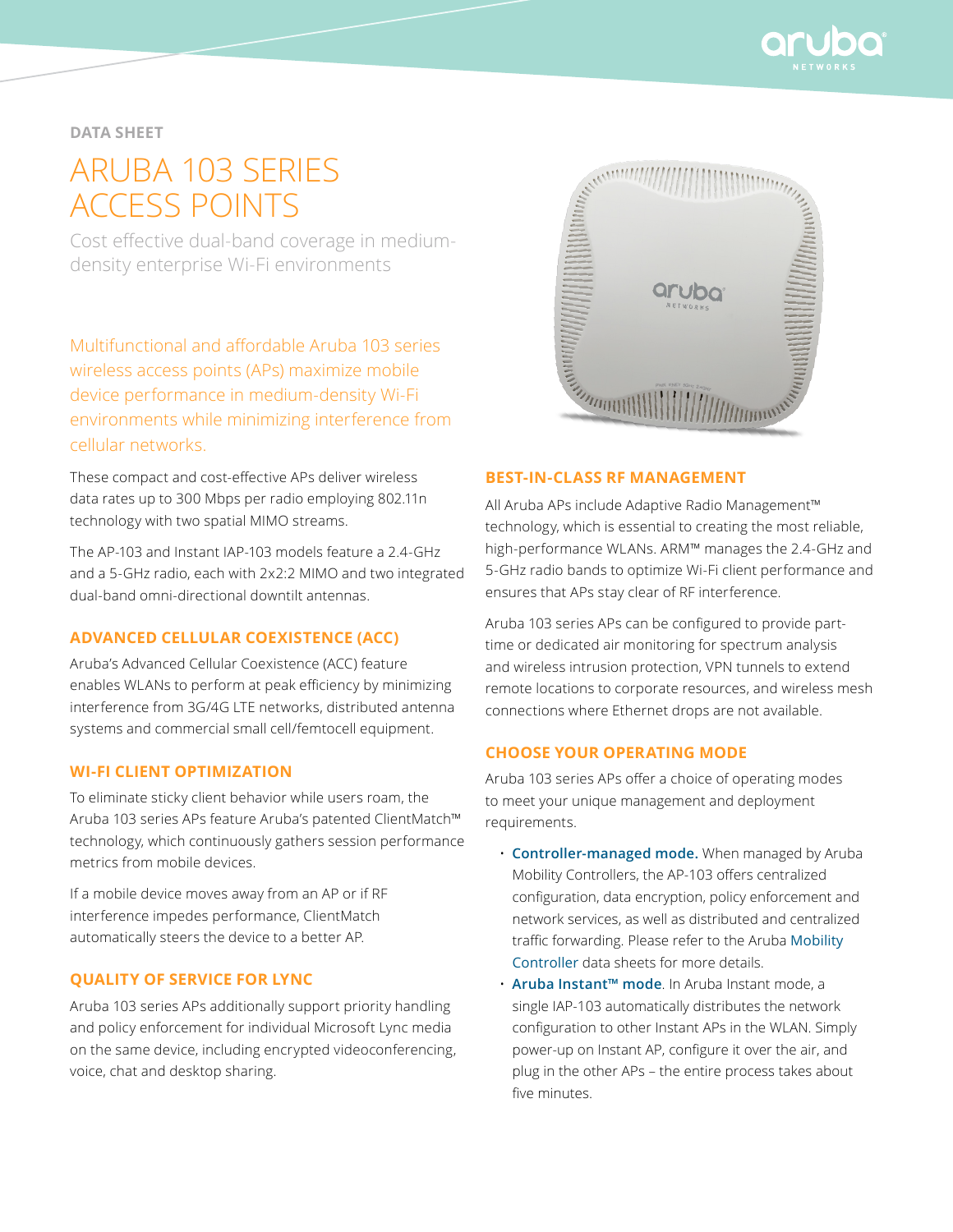DATA SHEET

# ARUBA 103 SERIES ACCESS POINTS

Cost effective dual-band coverage in medium-density enterprise Wi-Fi environments

Multifunctional and affordable Aruba 103 series wireless access points (APs) maximize mobile device performance in medium-density Wi-Fi environments while minimizing interference from cellular networks.

These compact and cost-effective APs deliver wireless data rates up to 300 Mbps per radio employing 802.11n technology with two spatial MIMO streams.

The AP-103 and Instant IAP-103 models feature a 2.4-GHz and a 5-GHz radio, each with 2x2:2 MIMO and two integrated dual-band omni-directional downtilt antennas.

## ADVANCED CELLULAR COEXISTENCE (ACC)

Aruba's Advanced Cellular Coexistence (ACC) feature enables WLANs to perform at peak efficiency by minimizing interference from 3G/4G LTE networks, distributed antenna systems and commercial small cell/femtocell equipment.

## WI-FI CLIENT OPTIMIZATION

To eliminate sticky client behavior while users roam, the Aruba 103 series APs feature Aruba's patented ClientMatch™ technology, which continuously gathers session performance metrics from mobile devices.

If a mobile device moves away from an AP or if RF interference impedes performance, ClientMatch automatically steers the device to a better AP.

## QUALITY OF SERVICE FOR LYNC

Aruba 103 series APs additionally support priority handling and policy enforcement for individual Microsoft Lync media on the same device, including encrypted videoconferencing, voice, chat and desktop sharing.

## BEST-IN-CLASS RF MANAGEMENT

All Aruba APs include Adaptive Radio Management™ technology, which is essential to creating the most reliable, high-performance WLANs. ARM™ manages the 2.4-GHz and 5-GHz radio bands to optimize Wi-Fi client performance and ensures that APs stay clear of RF interference.

Aruba 103 series APs can be configured to provide part-time or dedicated air monitoring for spectrum analysis and wireless intrusion protection, VPN tunnels to extend remote locations to corporate resources, and wireless mesh connections where Ethernet drops are not available.

## CHOOSE YOUR OPERATING MODE

Aruba 103 series APs offer a choice of operating modes to meet your unique management and deployment requirements.

- **Controller-managed mode.** When managed by Aruba Mobility Controllers, the AP-103 offers centralized configuration, data encryption, policy enforcement and network services, as well as distributed and centralized traffic forwarding. Please refer to the Aruba Mobility Controller data sheets for more details.
- **Aruba Instant™ mode**. In Aruba Instant mode, a single IAP-103 automatically distributes the network configuration to other Instant APs in the WLAN. Simply power-up on Instant AP, configure it over the air, and plug in the other APs – the entire process takes about five minutes.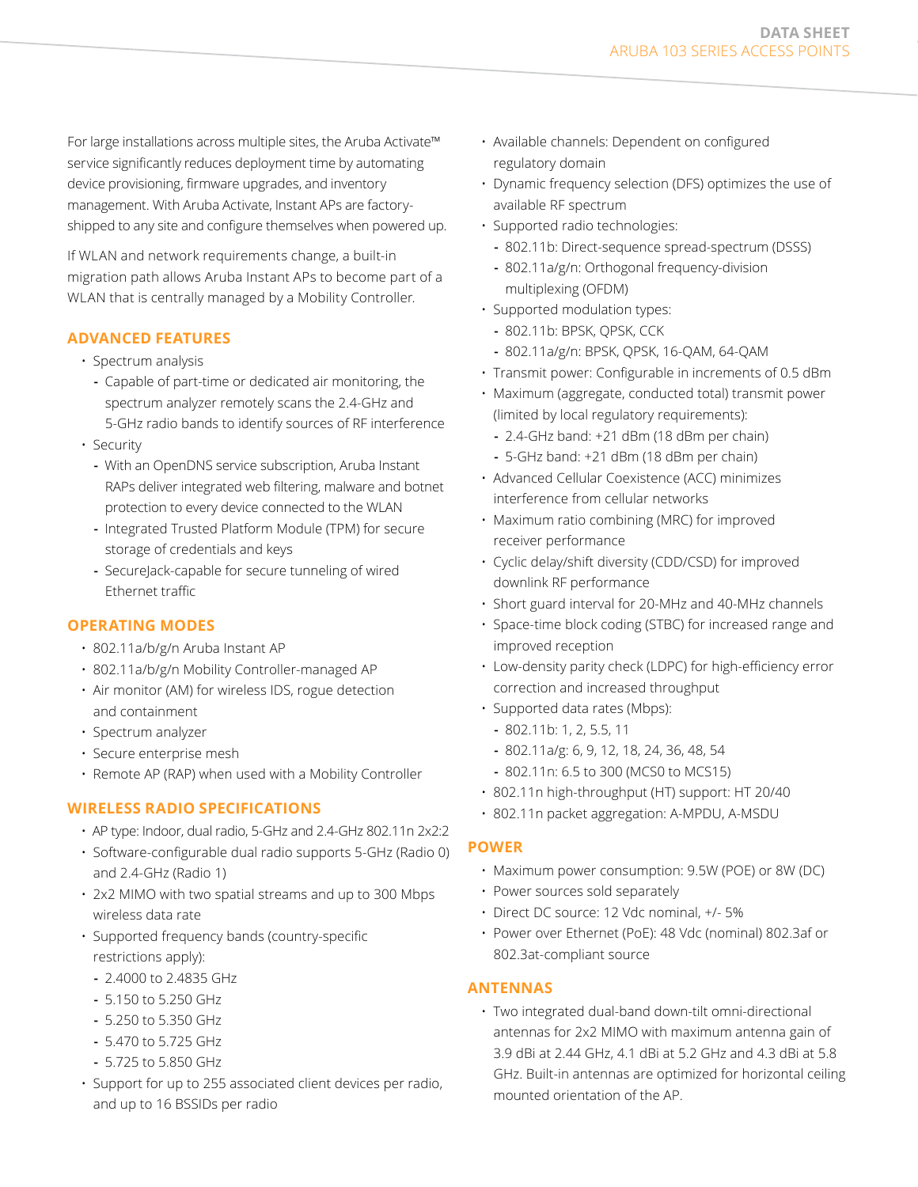For large installations across multiple sites, the Aruba Activate™ service significantly reduces deployment time by automating device provisioning, firmware upgrades, and inventory management. With Aruba Activate, Instant APs are factory-shipped to any site and configure themselves when powered up.

If WLAN and network requirements change, a built-in migration path allows Aruba Instant APs to become part of a WLAN that is centrally managed by a Mobility Controller.

## ADVANCED FEATURES

- Spectrum analysis
  - Capable of part-time or dedicated air monitoring, the spectrum analyzer remotely scans the 2.4-GHz and 5-GHz radio bands to identify sources of RF interference
- Security
  - With an OpenDNS service subscription, Aruba Instant RAPs deliver integrated web filtering, malware and botnet protection to every device connected to the WLAN
  - Integrated Trusted Platform Module (TPM) for secure storage of credentials and keys
  - SecureJack-capable for secure tunneling of wired Ethernet traffic

## OPERATING MODES

- 802.11a/b/g/n Aruba Instant AP
- 802.11a/b/g/n Mobility Controller-managed AP
- Air monitor (AM) for wireless IDS, rogue detection and containment
- Spectrum analyzer
- Secure enterprise mesh
- Remote AP (RAP) when used with a Mobility Controller

## WIRELESS RADIO SPECIFICATIONS

- AP type: Indoor, dual radio, 5-GHz and 2.4-GHz 802.11n 2x2:2
- Software-configurable dual radio supports 5-GHz (Radio 0) and 2.4-GHz (Radio 1)
- 2x2 MIMO with two spatial streams and up to 300 Mbps wireless data rate
- Supported frequency bands (country-specific restrictions apply):
  - 2.4000 to 2.4835 GHz
  - 5.150 to 5.250 GHz
  - 5.250 to 5.350 GHz
  - 5.470 to 5.725 GHz
  - 5.725 to 5.850 GHz
- Support for up to 255 associated client devices per radio, and up to 16 BSSIDs per radio
- Available channels: Dependent on configured regulatory domain
- Dynamic frequency selection (DFS) optimizes the use of available RF spectrum
- Supported radio technologies:
  - 802.11b: Direct-sequence spread-spectrum (DSSS)
  - 802.11a/g/n: Orthogonal frequency-division multiplexing (OFDM)
- Supported modulation types:
  - 802.11b: BPSK, QPSK, CCK
  - 802.11a/g/n: BPSK, QPSK, 16-QAM, 64-QAM
- Transmit power: Configurable in increments of 0.5 dBm
- Maximum (aggregate, conducted total) transmit power (limited by local regulatory requirements):
  - 2.4-GHz band: +21 dBm (18 dBm per chain)
  - 5-GHz band: +21 dBm (18 dBm per chain)
- Advanced Cellular Coexistence (ACC) minimizes interference from cellular networks
- Maximum ratio combining (MRC) for improved receiver performance
- Cyclic delay/shift diversity (CDD/CSD) for improved downlink RF performance
- Short guard interval for 20-MHz and 40-MHz channels
- Space-time block coding (STBC) for increased range and improved reception
- Low-density parity check (LDPC) for high-efficiency error correction and increased throughput
- Supported data rates (Mbps):
  - 802.11b: 1, 2, 5.5, 11
  - 802.11a/g: 6, 9, 12, 18, 24, 36, 48, 54
  - 802.11n: 6.5 to 300 (MCS0 to MCS15)
- 802.11n high-throughput (HT) support: HT 20/40
- 802.11n packet aggregation: A-MPDU, A-MSDU

## POWER

- Maximum power consumption: 9.5W (POE) or 8W (DC)
- Power sources sold separately
- Direct DC source: 12 Vdc nominal, +/- 5%
- Power over Ethernet (PoE): 48 Vdc (nominal) 802.3af or 802.3at-compliant source

## ANTENNAS

- Two integrated dual-band down-tilt omni-directional antennas for 2x2 MIMO with maximum antenna gain of 3.9 dBi at 2.44 GHz, 4.1 dBi at 5.2 GHz and 4.3 dBi at 5.8 GHz. Built-in antennas are optimized for horizontal ceiling mounted orientation of the AP.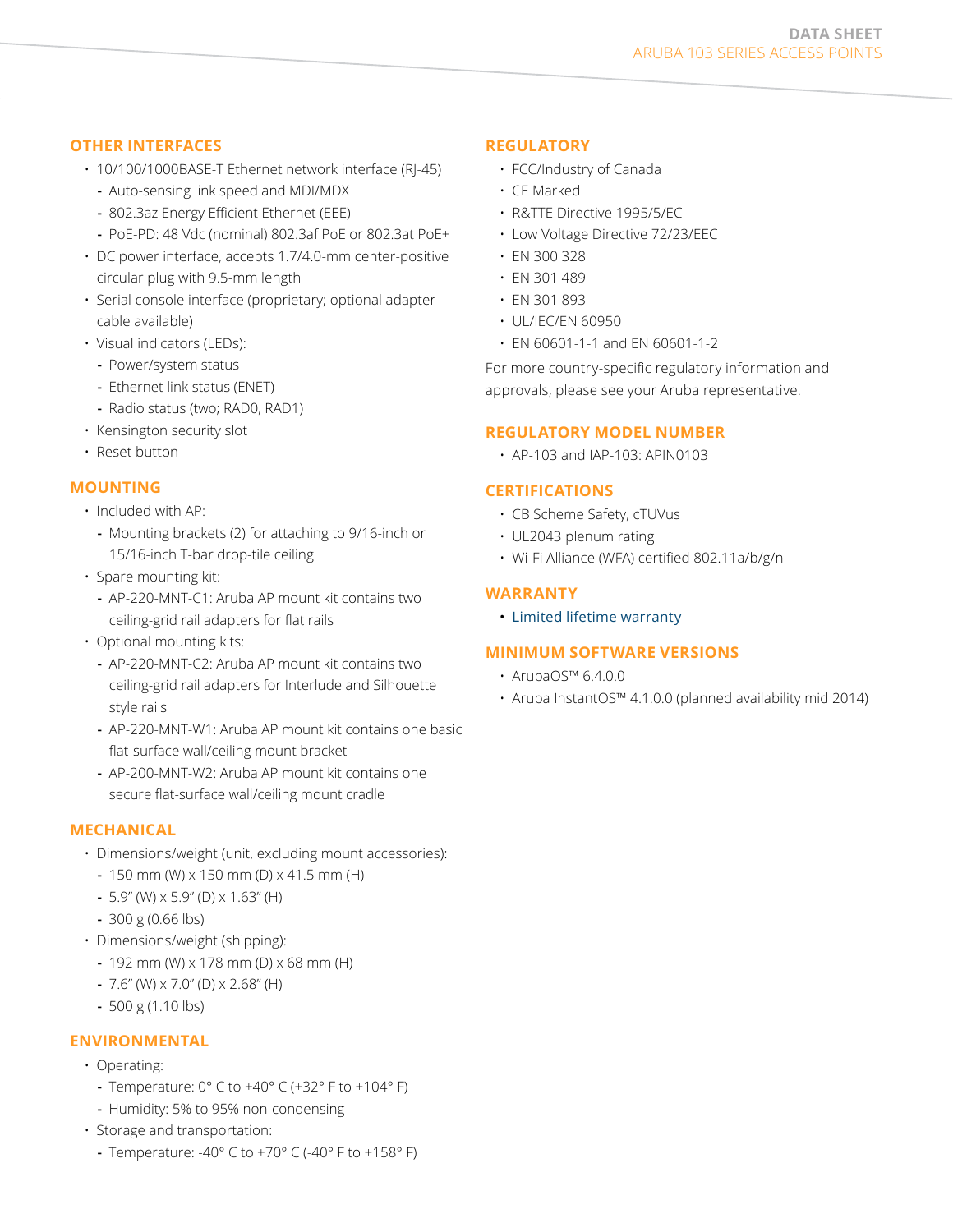## OTHER INTERFACES

- 10/100/1000BASE-T Ethernet network interface (RJ-45)
  - Auto-sensing link speed and MDI/MDX
  - 802.3az Energy Efficient Ethernet (EEE)
  - PoE-PD: 48 Vdc (nominal) 802.3af PoE or 802.3at PoE+
- DC power interface, accepts 1.7/4.0-mm center-positive circular plug with 9.5-mm length
- Serial console interface (proprietary; optional adapter cable available)
- Visual indicators (LEDs):
  - Power/system status
  - Ethernet link status (ENET)
  - Radio status (two; RAD0, RAD1)
- Kensington security slot
- Reset button

## MOUNTING

- Included with AP:
  - Mounting brackets (2) for attaching to 9/16-inch or 15/16-inch T-bar drop-tile ceiling
- Spare mounting kit:
  - AP-220-MNT-C1: Aruba AP mount kit contains two ceiling-grid rail adapters for flat rails
- Optional mounting kits:
  - AP-220-MNT-C2: Aruba AP mount kit contains two ceiling-grid rail adapters for Interlude and Silhouette style rails
  - AP-220-MNT-W1: Aruba AP mount kit contains one basic flat-surface wall/ceiling mount bracket
  - AP-200-MNT-W2: Aruba AP mount kit contains one secure flat-surface wall/ceiling mount cradle

## MECHANICAL

- Dimensions/weight (unit, excluding mount accessories):
  - 150 mm (W) x 150 mm (D) x 41.5 mm (H)
  - 5.9" (W) x 5.9" (D) x 1.63" (H)
  - 300 g (0.66 lbs)
- Dimensions/weight (shipping):
  - 192 mm (W) x 178 mm (D) x 68 mm (H)
  - 7.6" (W) x 7.0" (D) x 2.68" (H)
  - 500 g (1.10 lbs)

## ENVIRONMENTAL

- Operating:
  - Temperature: 0° C to +40° C (+32° F to +104° F)
  - Humidity: 5% to 95% non-condensing
- Storage and transportation:
  - Temperature: -40° C to +70° C (-40° F to +158° F)

## REGULATORY

- FCC/Industry of Canada
- CE Marked
- R&TTE Directive 1995/5/EC
- Low Voltage Directive 72/23/EEC
- EN 300 328
- EN 301 489
- EN 301 893
- UL/IEC/EN 60950
- EN 60601-1-1 and EN 60601-1-2

For more country-specific regulatory information and approvals, please see your Aruba representative.

## REGULATORY MODEL NUMBER

- AP-103 and IAP-103: APIN0103

## CERTIFICATIONS

- CB Scheme Safety, cTUVus
- UL2043 plenum rating
- Wi-Fi Alliance (WFA) certified 802.11a/b/g/n

## WARRANTY

- Limited lifetime warranty

## MINIMUM SOFTWARE VERSIONS

- ArubaOS™ 6.4.0.0
- Aruba InstantOS™ 4.1.0.0 (planned availability mid 2014)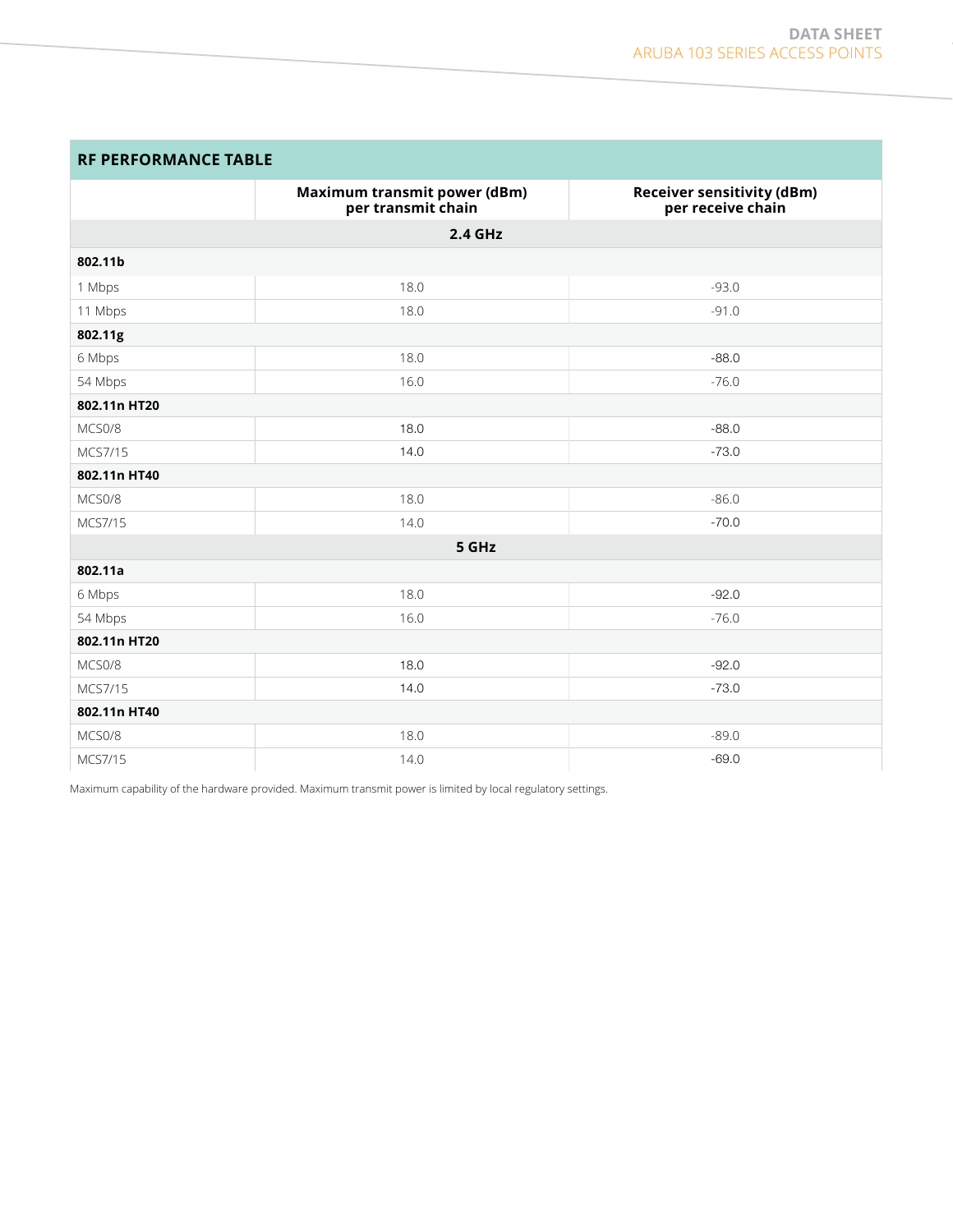## RF PERFORMANCE TABLE

| | Maximum transmit power (dBm) per transmit chain | Receiver sensitivity (dBm) per receive chain |
|---|---|---|
| **2.4 GHz** | | |
| **802.11b** | | |
| 1 Mbps | 18.0 | -93.0 |
| 11 Mbps | 18.0 | -91.0 |
| **802.11g** | | |
| 6 Mbps | 18.0 | -88.0 |
| 54 Mbps | 16.0 | -76.0 |
| **802.11n HT20** | | |
| MCS0/8 | 18.0 | -88.0 |
| MCS7/15 | 14.0 | -73.0 |
| **802.11n HT40** | | |
| MCS0/8 | 18.0 | -86.0 |
| MCS7/15 | 14.0 | -70.0 |
| **5 GHz** | | |
| **802.11a** | | |
| 6 Mbps | 18.0 | -92.0 |
| 54 Mbps | 16.0 | -76.0 |
| **802.11n HT20** | | |
| MCS0/8 | 18.0 | -92.0 |
| MCS7/15 | 14.0 | -73.0 |
| **802.11n HT40** | | |
| MCS0/8 | 18.0 | -89.0 |
| MCS7/15 | 14.0 | -69.0 |

Maximum capability of the hardware provided. Maximum transmit power is limited by local regulatory settings.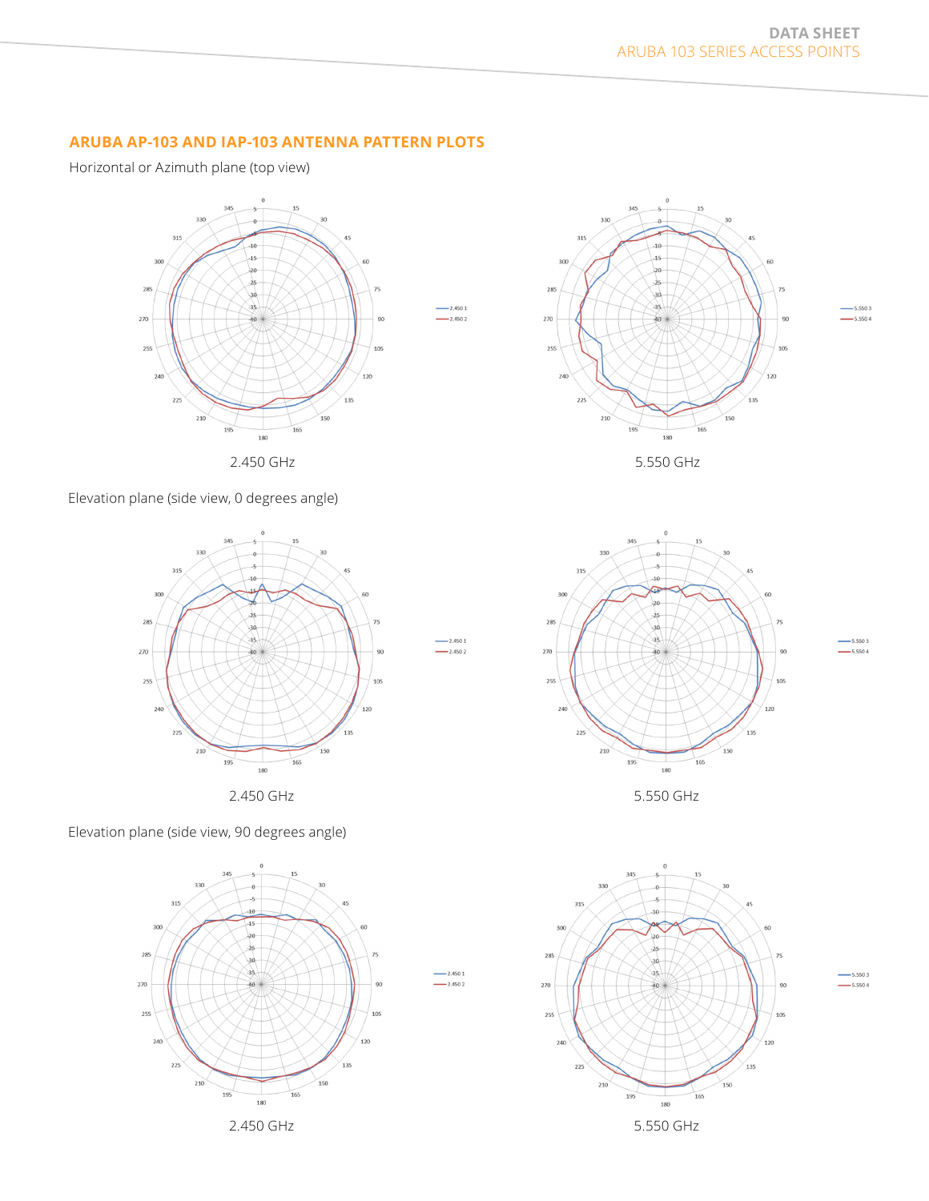## ARUBA AP-103 AND IAP-103 ANTENNA PATTERN PLOTS

Horizontal or Azimuth plane (top view)

2.450 GHz

5.550 GHz

Elevation plane (side view, 0 degrees angle)

2.450 GHz

5.550 GHz

Elevation plane (side view, 90 degrees angle)

2.450 GHz

5.550 GHz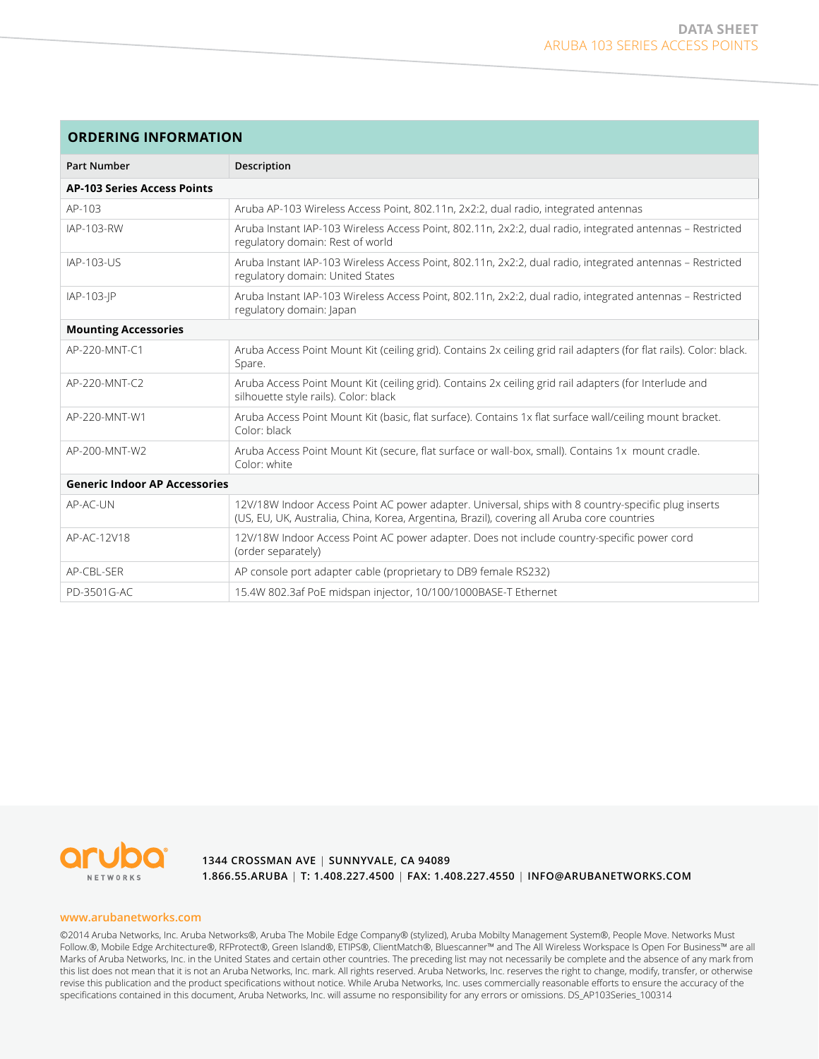## ORDERING INFORMATION

| Part Number | Description |
|---|---|
| **AP-103 Series Access Points** | |
| AP-103 | Aruba AP-103 Wireless Access Point, 802.11n, 2x2:2, dual radio, integrated antennas |
| IAP-103-RW | Aruba Instant IAP-103 Wireless Access Point, 802.11n, 2x2:2, dual radio, integrated antennas – Restricted regulatory domain: Rest of world |
| IAP-103-US | Aruba Instant IAP-103 Wireless Access Point, 802.11n, 2x2:2, dual radio, integrated antennas – Restricted regulatory domain: United States |
| IAP-103-JP | Aruba Instant IAP-103 Wireless Access Point, 802.11n, 2x2:2, dual radio, integrated antennas – Restricted regulatory domain: Japan |
| **Mounting Accessories** | |
| AP-220-MNT-C1 | Aruba Access Point Mount Kit (ceiling grid). Contains 2x ceiling grid rail adapters (for flat rails). Color: black. Spare. |
| AP-220-MNT-C2 | Aruba Access Point Mount Kit (ceiling grid). Contains 2x ceiling grid rail adapters (for Interlude and silhouette style rails). Color: black |
| AP-220-MNT-W1 | Aruba Access Point Mount Kit (basic, flat surface). Contains 1x flat surface wall/ceiling mount bracket. Color: black |
| AP-200-MNT-W2 | Aruba Access Point Mount Kit (secure, flat surface or wall-box, small). Contains 1x mount cradle. Color: white |
| **Generic Indoor AP Accessories** | |
| AP-AC-UN | 12V/18W Indoor Access Point AC power adapter. Universal, ships with 8 country-specific plug inserts (US, EU, UK, Australia, China, Korea, Argentina, Brazil), covering all Aruba core countries |
| AP-AC-12V18 | 12V/18W Indoor Access Point AC power adapter. Does not include country-specific power cord (order separately) |
| AP-CBL-SER | AP console port adapter cable (proprietary to DB9 female RS232) |
| PD-3501G-AC | 15.4W 802.3af PoE midspan injector, 10/100/1000BASE-T Ethernet |

aruba NETWORKS

**1344 CROSSMAN AVE | SUNNYVALE, CA 94089**
**1.866.55.ARUBA | T: 1.408.227.4500 | FAX: 1.408.227.4550 | INFO@ARUBANETWORKS.COM**

www.arubanetworks.com

©2014 Aruba Networks, Inc. Aruba Networks®, Aruba The Mobile Edge Company® (stylized), Aruba Mobilty Management System®, People Move. Networks Must Follow.®, Mobile Edge Architecture®, RFProtect®, Green Island®, ETIPS®, ClientMatch®, Bluescanner™ and The All Wireless Workspace Is Open For Business™ are all Marks of Aruba Networks, Inc. in the United States and certain other countries. The preceding list may not necessarily be complete and the absence of any mark from this list does not mean that it is not an Aruba Networks, Inc. mark. All rights reserved. Aruba Networks, Inc. reserves the right to change, modify, transfer, or otherwise revise this publication and the product specifications without notice. While Aruba Networks, Inc. uses commercially reasonable efforts to ensure the accuracy of the specifications contained in this document, Aruba Networks, Inc. will assume no responsibility for any errors or omissions. DS_AP103Series_100314